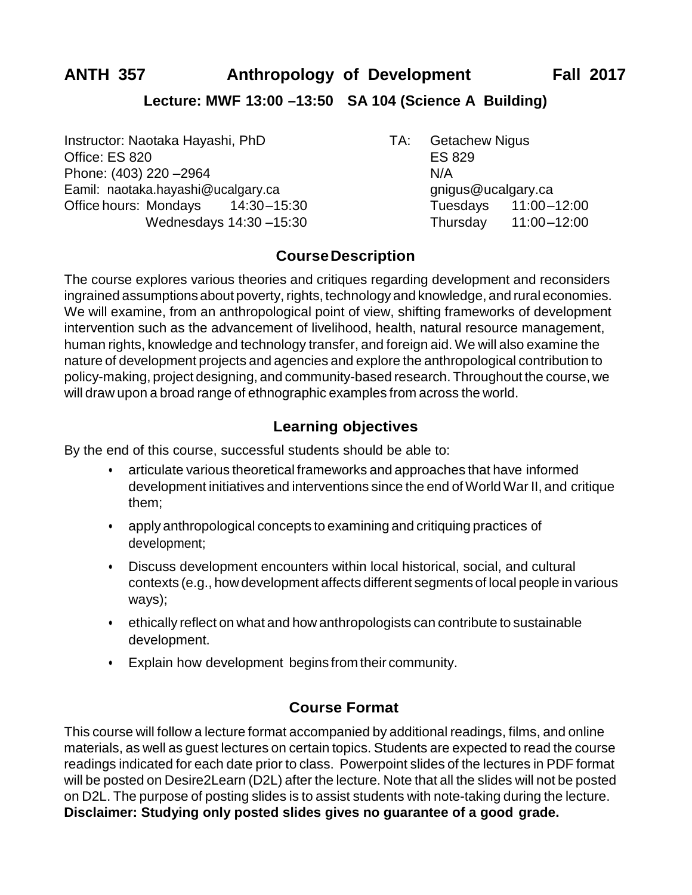# ANTH 357 Anthropology of Development Fall 2017

**Lecture: MWF 13:00 –13:50 SA 104 (Science A Building)**

Instructor: Naotaka Hayashi, PhD
Office: ES 820
Phone: (403) 220 –2964
Eamil: naotaka.hayashi@ucalgary.ca
Office hours: Mondays 14:30 –15:30
Wednesdays 14:30 –15:30

TA: Getachew Nigus
ES 829
N/A
gnigus@ucalgary.ca
Tuesdays 11:00 –12:00
Thursday 11:00 –12:00

## Course Description

The course explores various theories and critiques regarding development and reconsiders ingrained assumptions about poverty, rights, technology and knowledge, and rural economies. We will examine, from an anthropological point of view, shifting frameworks of development intervention such as the advancement of livelihood, health, natural resource management, human rights, knowledge and technology transfer, and foreign aid. We will also examine the nature of development projects and agencies and explore the anthropological contribution to policy-making, project designing, and community-based research. Throughout the course, we will draw upon a broad range of ethnographic examples from across the world.

## Learning objectives

By the end of this course, successful students should be able to:

- articulate various theoretical frameworks and approaches that have informed development initiatives and interventions since the end of World War II, and critique them;
- apply anthropological concepts to examining and critiquing practices of development;
- Discuss development encounters within local historical, social, and cultural contexts (e.g., how development affects different segments of local people in various ways);
- ethically reflect on what and how anthropologists can contribute to sustainable development.
- Explain how development begins from their community.

## Course Format

This course will follow a lecture format accompanied by additional readings, films, and online materials, as well as guest lectures on certain topics. Students are expected to read the course readings indicated for each date prior to class. Powerpoint slides of the lectures in PDF format will be posted on Desire2Learn (D2L) after the lecture. Note that all the slides will not be posted on D2L. The purpose of posting slides is to assist students with note-taking during the lecture. **Disclaimer: Studying only posted slides gives no guarantee of a good grade.**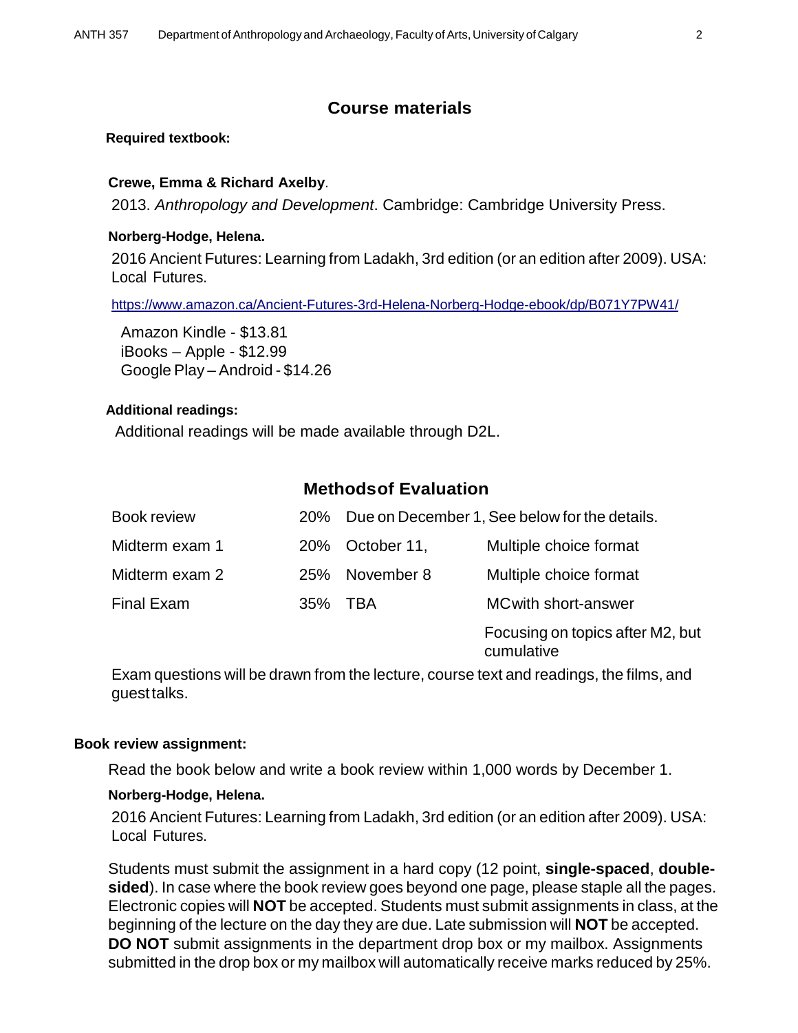## Course materials

**Required textbook:**

**Crewe, Emma & Richard Axelby**.

2013. *Anthropology and Development*. Cambridge: Cambridge University Press.

**Norberg-Hodge, Helena.**

2016 Ancient Futures: Learning from Ladakh, 3rd edition (or an edition after 2009). USA: Local Futures.

https://www.amazon.ca/Ancient-Futures-3rd-Helena-Norberg-Hodge-ebook/dp/B071Y7PW41/

Amazon Kindle - $13.81
iBooks – Apple - $12.99
Google Play – Android - $14.26

**Additional readings:**

Additional readings will be made available through D2L.

## Methods of Evaluation

| | | | |
|---|---|---|---|
| Book review | 20% | Due on December 1, See below for the details. | |
| Midterm exam 1 | 20% | October 11, | Multiple choice format |
| Midterm exam 2 | 25% | November 8 | Multiple choice format |
| Final Exam | 35% | TBA | MC with short-answer<br>Focusing on topics after M2, but cumulative |

Exam questions will be drawn from the lecture, course text and readings, the films, and guest talks.

**Book review assignment:**

Read the book below and write a book review within 1,000 words by December 1.

**Norberg-Hodge, Helena.**

2016 Ancient Futures: Learning from Ladakh, 3rd edition (or an edition after 2009). USA: Local Futures.

Students must submit the assignment in a hard copy (12 point, **single-spaced**, **double-sided**). In case where the book review goes beyond one page, please staple all the pages. Electronic copies will **NOT** be accepted. Students must submit assignments in class, at the beginning of the lecture on the day they are due. Late submission will **NOT** be accepted. **DO NOT** submit assignments in the department drop box or my mailbox. Assignments submitted in the drop box or my mailbox will automatically receive marks reduced by 25%.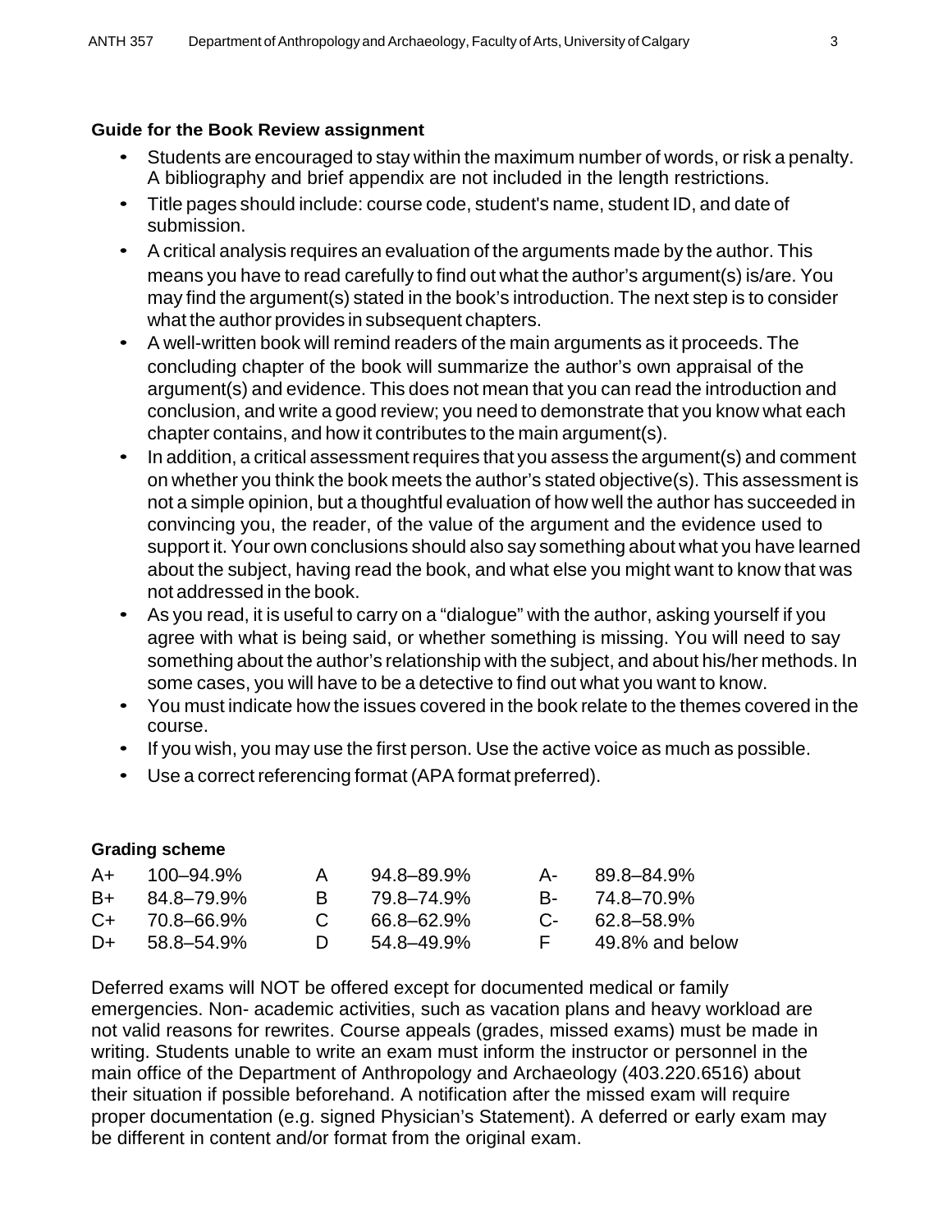**Guide for the Book Review assignment**

- Students are encouraged to stay within the maximum number of words, or risk a penalty. A bibliography and brief appendix are not included in the length restrictions.
- Title pages should include: course code, student's name, student ID, and date of submission.
- A critical analysis requires an evaluation of the arguments made by the author. This means you have to read carefully to find out what the author's argument(s) is/are. You may find the argument(s) stated in the book's introduction. The next step is to consider what the author provides in subsequent chapters.
- A well-written book will remind readers of the main arguments as it proceeds. The concluding chapter of the book will summarize the author's own appraisal of the argument(s) and evidence. This does not mean that you can read the introduction and conclusion, and write a good review; you need to demonstrate that you know what each chapter contains, and how it contributes to the main argument(s).
- In addition, a critical assessment requires that you assess the argument(s) and comment on whether you think the book meets the author's stated objective(s). This assessment is not a simple opinion, but a thoughtful evaluation of how well the author has succeeded in convincing you, the reader, of the value of the argument and the evidence used to support it. Your own conclusions should also say something about what you have learned about the subject, having read the book, and what else you might want to know that was not addressed in the book.
- As you read, it is useful to carry on a "dialogue" with the author, asking yourself if you agree with what is being said, or whether something is missing. You will need to say something about the author's relationship with the subject, and about his/her methods. In some cases, you will have to be a detective to find out what you want to know.
- You must indicate how the issues covered in the book relate to the themes covered in the course.
- If you wish, you may use the first person. Use the active voice as much as possible.
- Use a correct referencing format (APA format preferred).

**Grading scheme**

| | | | | | |
|---|---|---|---|---|---|
| A+ | 100–94.9% | A | 94.8–89.9% | A- | 89.8–84.9% |
| B+ | 84.8–79.9% | B | 79.8–74.9% | B- | 74.8–70.9% |
| C+ | 70.8–66.9% | C | 66.8–62.9% | C- | 62.8–58.9% |
| D+ | 58.8–54.9% | D | 54.8–49.9% | F | 49.8% and below |

Deferred exams will NOT be offered except for documented medical or family emergencies. Non- academic activities, such as vacation plans and heavy workload are not valid reasons for rewrites. Course appeals (grades, missed exams) must be made in writing. Students unable to write an exam must inform the instructor or personnel in the main office of the Department of Anthropology and Archaeology (403.220.6516) about their situation if possible beforehand. A notification after the missed exam will require proper documentation (e.g. signed Physician's Statement). A deferred or early exam may be different in content and/or format from the original exam.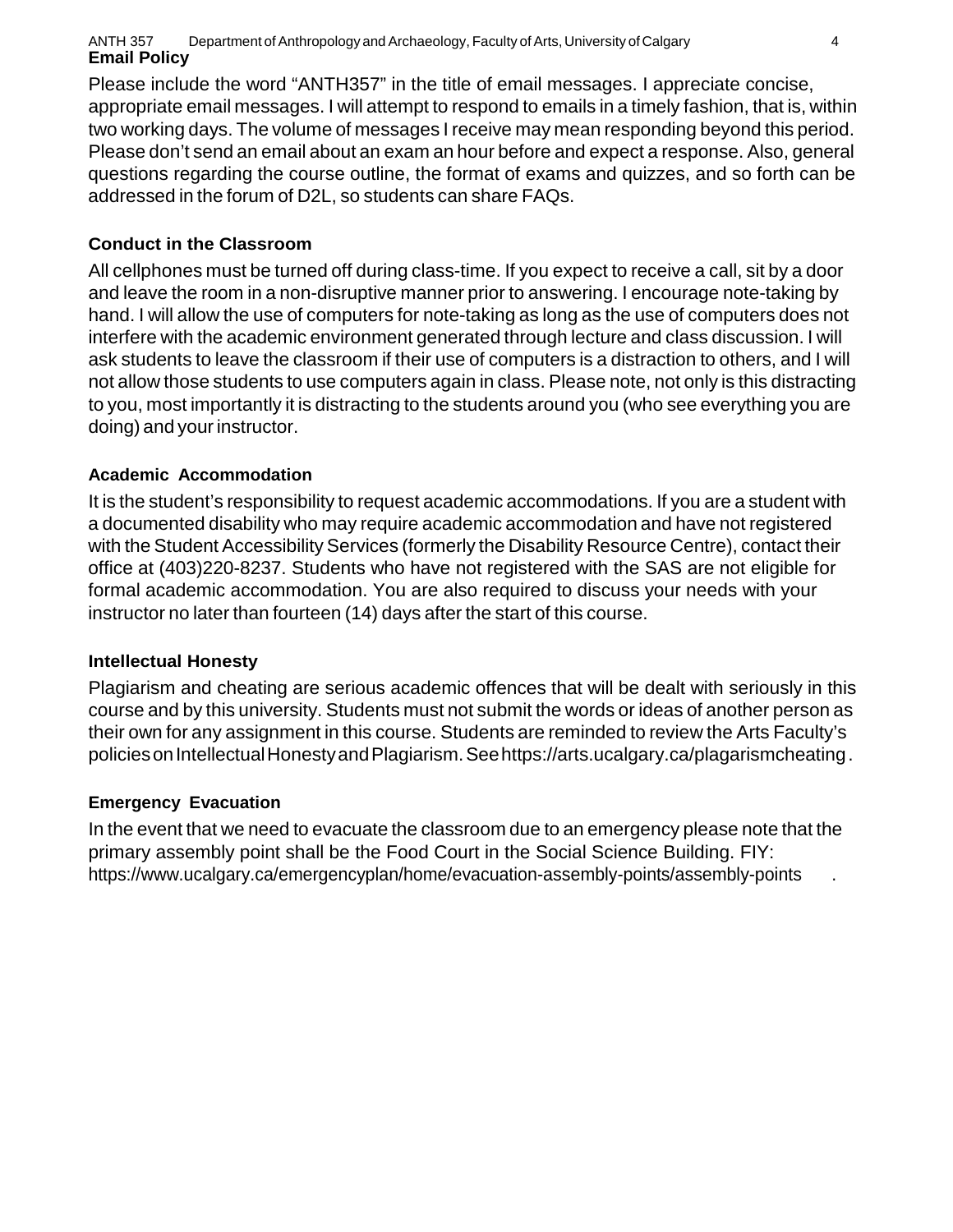### Email Policy

Please include the word "ANTH357" in the title of email messages. I appreciate concise, appropriate email messages. I will attempt to respond to emails in a timely fashion, that is, within two working days. The volume of messages I receive may mean responding beyond this period. Please don't send an email about an exam an hour before and expect a response. Also, general questions regarding the course outline, the format of exams and quizzes, and so forth can be addressed in the forum of D2L, so students can share FAQs.

### Conduct in the Classroom

All cellphones must be turned off during class-time. If you expect to receive a call, sit by a door and leave the room in a non-disruptive manner prior to answering. I encourage note-taking by hand. I will allow the use of computers for note-taking as long as the use of computers does not interfere with the academic environment generated through lecture and class discussion. I will ask students to leave the classroom if their use of computers is a distraction to others, and I will not allow those students to use computers again in class. Please note, not only is this distracting to you, most importantly it is distracting to the students around you (who see everything you are doing) and your instructor.

### Academic Accommodation

It is the student's responsibility to request academic accommodations. If you are a student with a documented disability who may require academic accommodation and have not registered with the Student Accessibility Services (formerly the Disability Resource Centre), contact their office at (403)220-8237. Students who have not registered with the SAS are not eligible for formal academic accommodation. You are also required to discuss your needs with your instructor no later than fourteen (14) days after the start of this course.

### Intellectual Honesty

Plagiarism and cheating are serious academic offences that will be dealt with seriously in this course and by this university. Students must not submit the words or ideas of another person as their own for any assignment in this course. Students are reminded to review the Arts Faculty's policies on Intellectual Honesty and Plagiarism. See https://arts.ucalgary.ca/plagarismcheating.

### Emergency Evacuation

In the event that we need to evacuate the classroom due to an emergency please note that the primary assembly point shall be the Food Court in the Social Science Building. FIY: https://www.ucalgary.ca/emergencyplan/home/evacuation-assembly-points/assembly-points .